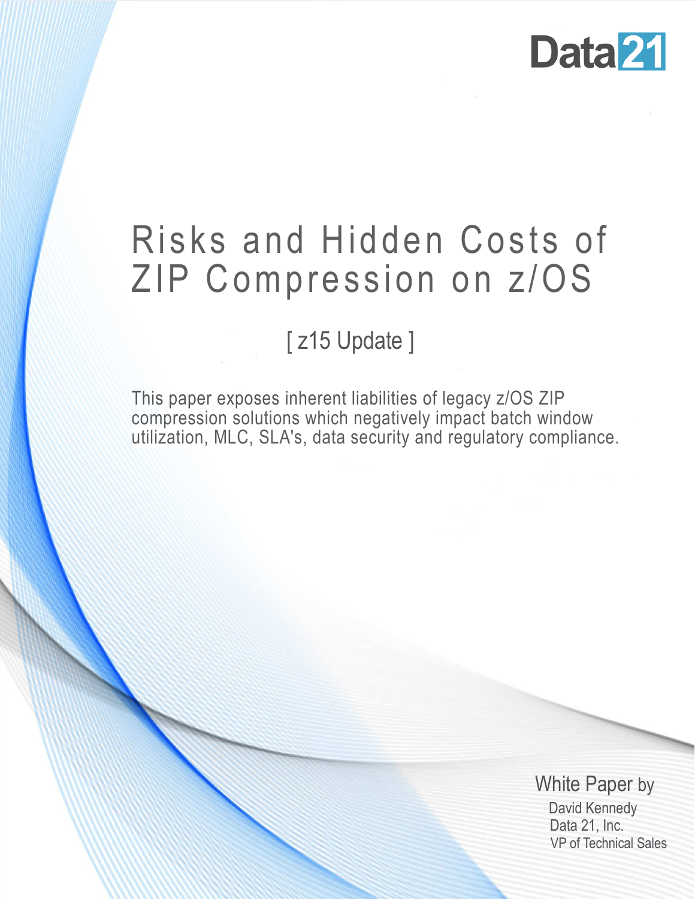Data21

# Risks and Hidden Costs of ZIP Compression on z/OS

[ z15 Update ]

This paper exposes inherent liabilities of legacy z/OS ZIP compression solutions which negatively impact batch window utilization, MLC, SLA's, data security and regulatory compliance.

White Paper by

David Kennedy
Data 21, Inc.
VP of Technical Sales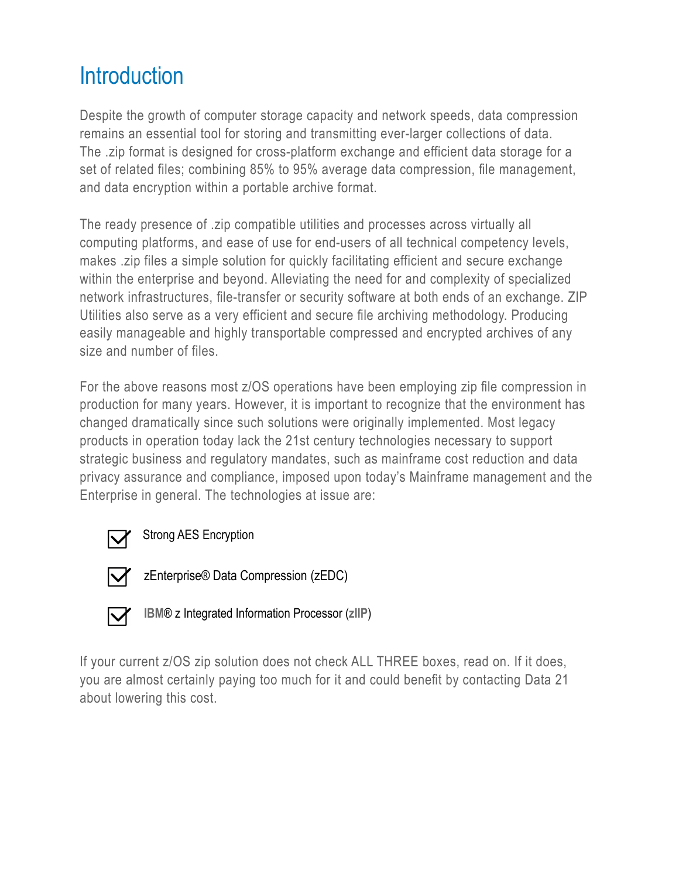# Introduction

Despite the growth of computer storage capacity and network speeds, data compression remains an essential tool for storing and transmitting ever-larger collections of data. The .zip format is designed for cross-platform exchange and efficient data storage for a set of related files; combining 85% to 95% average data compression, file management, and data encryption within a portable archive format.

The ready presence of .zip compatible utilities and processes across virtually all computing platforms, and ease of use for end-users of all technical competency levels, makes .zip files a simple solution for quickly facilitating efficient and secure exchange within the enterprise and beyond. Alleviating the need for and complexity of specialized network infrastructures, file-transfer or security software at both ends of an exchange. ZIP Utilities also serve as a very efficient and secure file archiving methodology. Producing easily manageable and highly transportable compressed and encrypted archives of any size and number of files.

For the above reasons most z/OS operations have been employing zip file compression in production for many years. However, it is important to recognize that the environment has changed dramatically since such solutions were originally implemented. Most legacy products in operation today lack the 21st century technologies necessary to support strategic business and regulatory mandates, such as mainframe cost reduction and data privacy assurance and compliance, imposed upon today's Mainframe management and the Enterprise in general. The technologies at issue are:

- [x] Strong AES Encryption
- [x] zEnterprise® Data Compression (zEDC)
- [x] **IBM**® z Integrated Information Processor (**zIIP**)

If your current z/OS zip solution does not check ALL THREE boxes, read on. If it does, you are almost certainly paying too much for it and could benefit by contacting Data 21 about lowering this cost.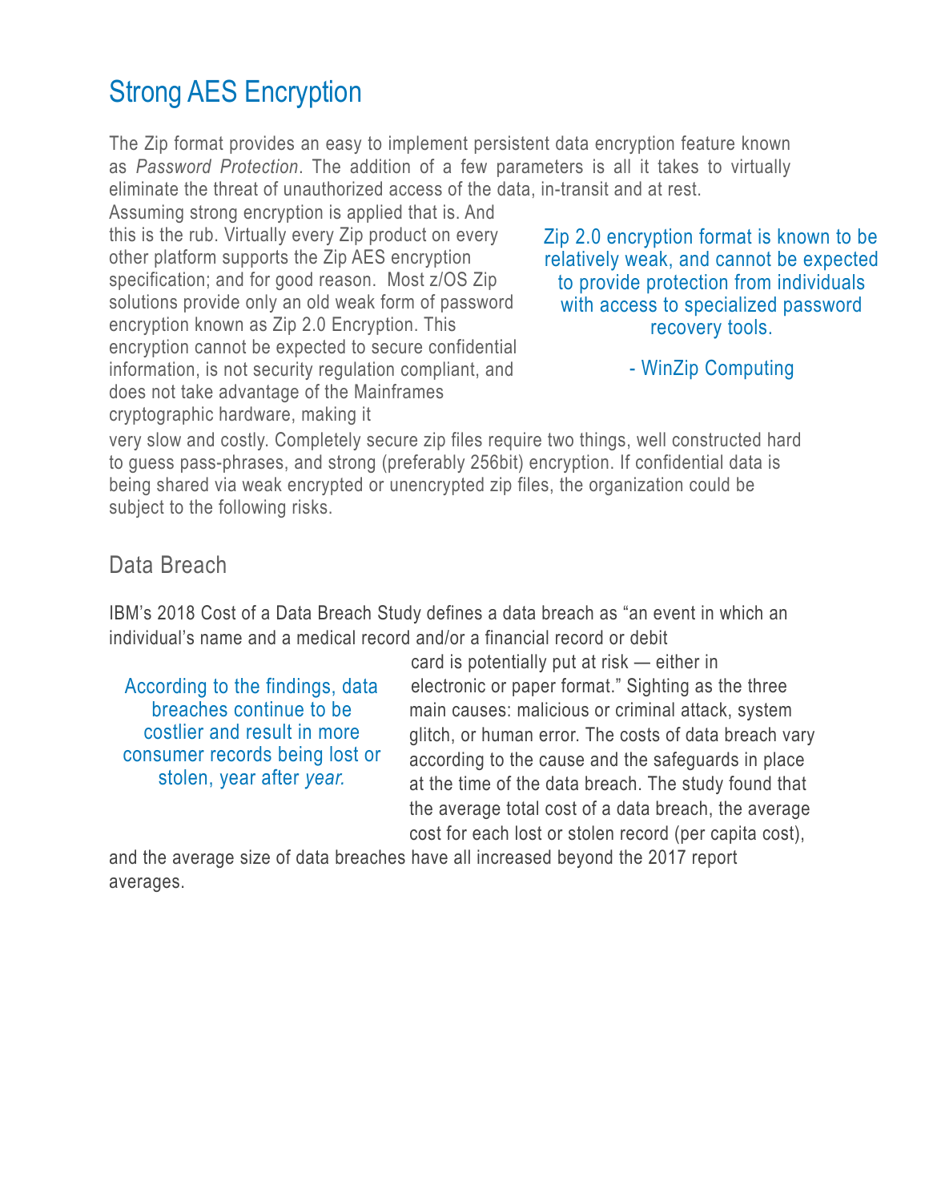# Strong AES Encryption

The Zip format provides an easy to implement persistent data encryption feature known as *Password Protection*. The addition of a few parameters is all it takes to virtually eliminate the threat of unauthorized access of the data, in-transit and at rest. Assuming strong encryption is applied that is. And this is the rub. Virtually every Zip product on every other platform supports the Zip AES encryption specification; and for good reason. Most z/OS Zip solutions provide only an old weak form of password encryption known as Zip 2.0 Encryption. This encryption cannot be expected to secure confidential information, is not security regulation compliant, and does not take advantage of the Mainframes cryptographic hardware, making it very slow and costly. Completely secure zip files require two things, well constructed hard to guess pass-phrases, and strong (preferably 256bit) encryption. If confidential data is being shared via weak encrypted or unencrypted zip files, the organization could be subject to the following risks.

> Zip 2.0 encryption format is known to be relatively weak, and cannot be expected to provide protection from individuals with access to specialized password recovery tools.
>
> \- WinZip Computing

## Data Breach

IBM's 2018 Cost of a Data Breach Study defines a data breach as "an event in which an individual's name and a medical record and/or a financial record or debit card is potentially put at risk — either in electronic or paper format." Sighting as the three main causes: malicious or criminal attack, system glitch, or human error. The costs of data breach vary according to the cause and the safeguards in place at the time of the data breach. The study found that the average total cost of a data breach, the average cost for each lost or stolen record (per capita cost), and the average size of data breaches have all increased beyond the 2017 report averages.

> According to the findings, data breaches continue to be costlier and result in more consumer records being lost or stolen, year after *year.*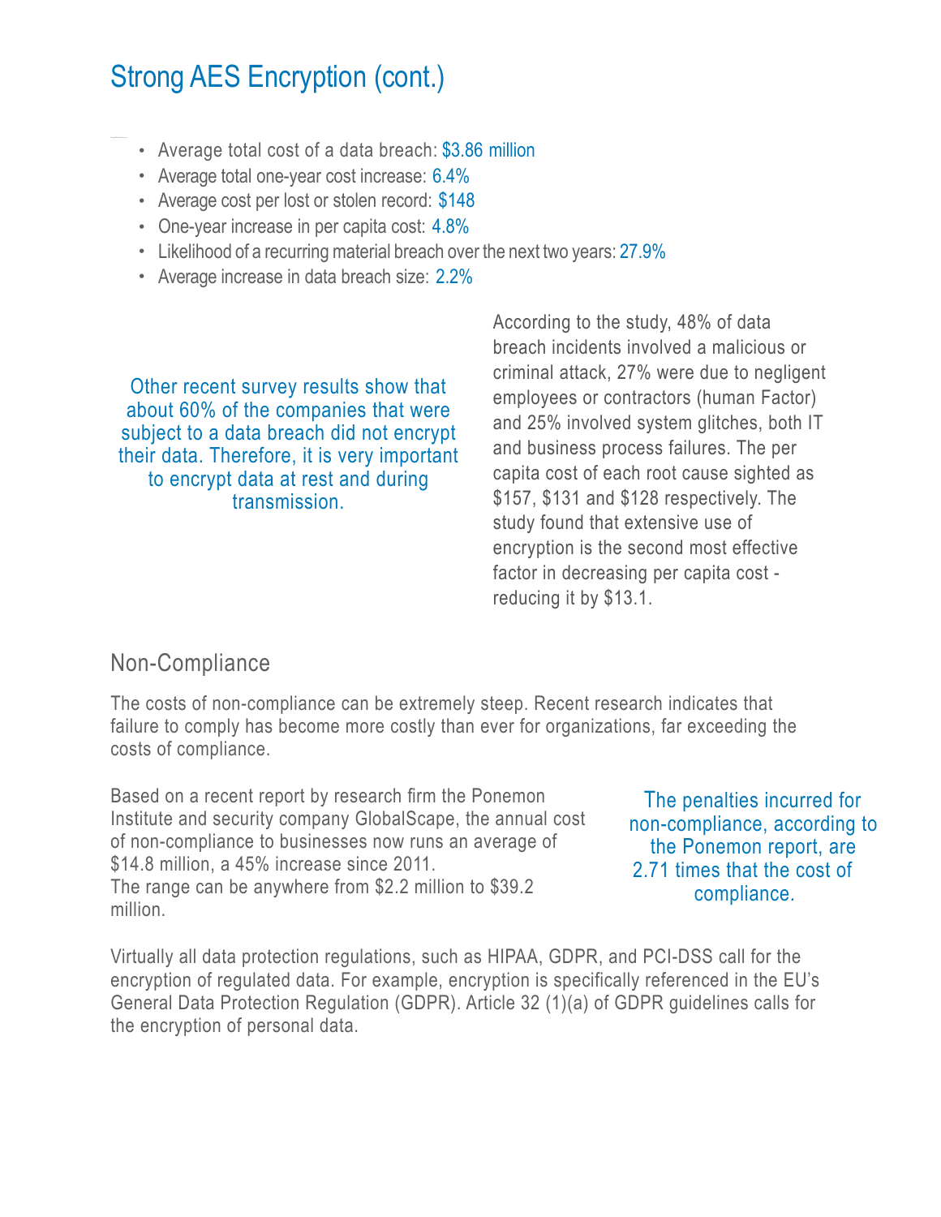## Strong AES Encryption (cont.)

- Average total cost of a data breach: $3.86 million
- Average total one-year cost increase: 6.4%
- Average cost per lost or stolen record: $148
- One-year increase in per capita cost: 4.8%
- Likelihood of a recurring material breach over the next two years: 27.9%
- Average increase in data breach size: 2.2%

Other recent survey results show that about 60% of the companies that were subject to a data breach did not encrypt their data. Therefore, it is very important to encrypt data at rest and during transmission.

According to the study, 48% of data breach incidents involved a malicious or criminal attack, 27% were due to negligent employees or contractors (human Factor) and 25% involved system glitches, both IT and business process failures. The per capita cost of each root cause sighted as $157, $131 and $128 respectively. The study found that extensive use of encryption is the second most effective factor in decreasing per capita cost - reducing it by $13.1.

### Non-Compliance

The costs of non-compliance can be extremely steep. Recent research indicates that failure to comply has become more costly than ever for organizations, far exceeding the costs of compliance.

Based on a recent report by research firm the Ponemon Institute and security company GlobalScape, the annual cost of non-compliance to businesses now runs an average of $14.8 million, a 45% increase since 2011.
The range can be anywhere from $2.2 million to $39.2 million.

The penalties incurred for non-compliance, according to the Ponemon report, are 2.71 times that the cost of compliance.

Virtually all data protection regulations, such as HIPAA, GDPR, and PCI-DSS call for the encryption of regulated data. For example, encryption is specifically referenced in the EU's General Data Protection Regulation (GDPR). Article 32 (1)(a) of GDPR guidelines calls for the encryption of personal data.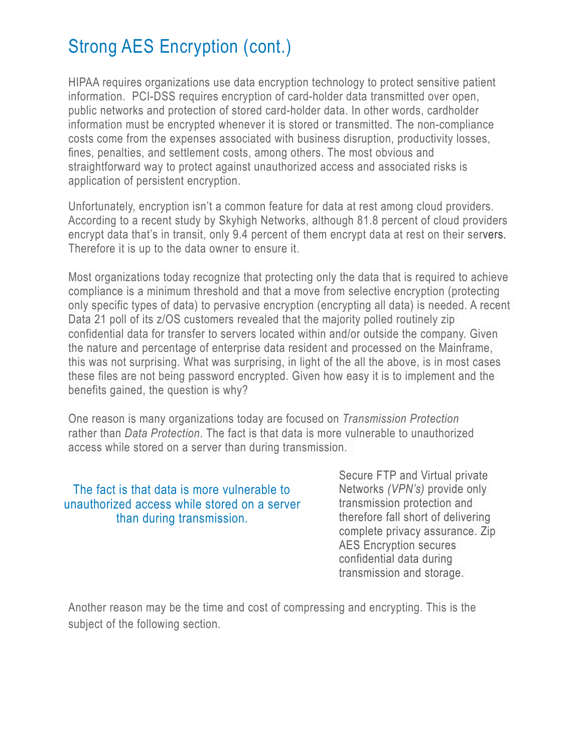# Strong AES Encryption (cont.)

HIPAA requires organizations use data encryption technology to protect sensitive patient information. PCI-DSS requires encryption of card-holder data transmitted over open, public networks and protection of stored card-holder data. In other words, cardholder information must be encrypted whenever it is stored or transmitted. The non-compliance costs come from the expenses associated with business disruption, productivity losses, fines, penalties, and settlement costs, among others. The most obvious and straightforward way to protect against unauthorized access and associated risks is application of persistent encryption.

Unfortunately, encryption isn't a common feature for data at rest among cloud providers. According to a recent study by Skyhigh Networks, although 81.8 percent of cloud providers encrypt data that's in transit, only 9.4 percent of them encrypt data at rest on their servers. Therefore it is up to the data owner to ensure it.

Most organizations today recognize that protecting only the data that is required to achieve compliance is a minimum threshold and that a move from selective encryption (protecting only specific types of data) to pervasive encryption (encrypting all data) is needed. A recent Data 21 poll of its z/OS customers revealed that the majority polled routinely zip confidential data for transfer to servers located within and/or outside the company. Given the nature and percentage of enterprise data resident and processed on the Mainframe, this was not surprising. What was surprising, in light of the all the above, is in most cases these files are not being password encrypted. Given how easy it is to implement and the benefits gained, the question is why?

One reason is many organizations today are focused on *Transmission Protection* rather than *Data Protection*. The fact is that data is more vulnerable to unauthorized access while stored on a server than during transmission.

> The fact is that data is more vulnerable to unauthorized access while stored on a server than during transmission.

Secure FTP and Virtual private Networks *(VPN's)* provide only transmission protection and therefore fall short of delivering complete privacy assurance. Zip AES Encryption secures confidential data during transmission and storage.

Another reason may be the time and cost of compressing and encrypting. This is the subject of the following section.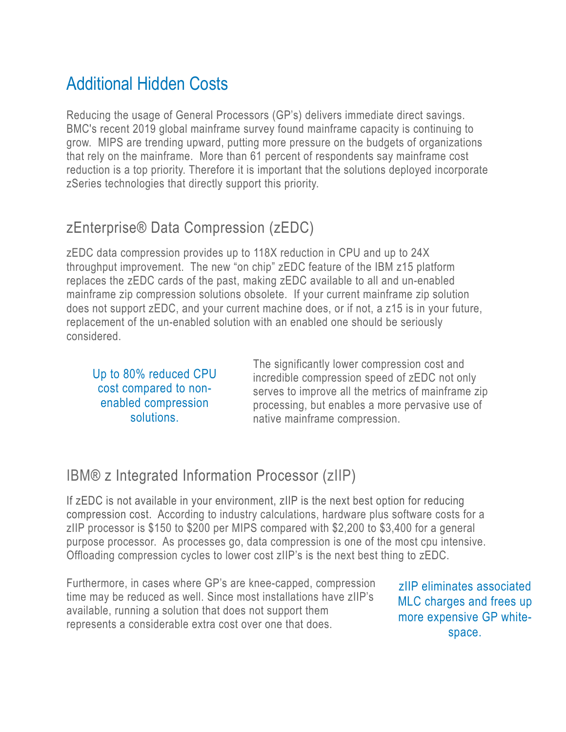# Additional Hidden Costs

Reducing the usage of General Processors (GP's) delivers immediate direct savings. BMC's recent 2019 global mainframe survey found mainframe capacity is continuing to grow. MIPS are trending upward, putting more pressure on the budgets of organizations that rely on the mainframe. More than 61 percent of respondents say mainframe cost reduction is a top priority. Therefore it is important that the solutions deployed incorporate zSeries technologies that directly support this priority.

## zEnterprise® Data Compression (zEDC)

zEDC data compression provides up to 118X reduction in CPU and up to 24X throughput improvement. The new "on chip" zEDC feature of the IBM z15 platform replaces the zEDC cards of the past, making zEDC available to all and un-enabled mainframe zip compression solutions obsolete. If your current mainframe zip solution does not support zEDC, and your current machine does, or if not, a z15 is in your future, replacement of the un-enabled solution with an enabled one should be seriously considered.

Up to 80% reduced CPU cost compared to non-enabled compression solutions.

The significantly lower compression cost and incredible compression speed of zEDC not only serves to improve all the metrics of mainframe zip processing, but enables a more pervasive use of native mainframe compression.

## IBM® z Integrated Information Processor (zIIP)

If zEDC is not available in your environment, zIIP is the next best option for reducing compression cost. According to industry calculations, hardware plus software costs for a zIIP processor is $150 to $200 per MIPS compared with $2,200 to $3,400 for a general purpose processor. As processes go, data compression is one of the most cpu intensive. Offloading compression cycles to lower cost zIIP's is the next best thing to zEDC.

Furthermore, in cases where GP's are knee-capped, compression time may be reduced as well. Since most installations have zIIP's available, running a solution that does not support them represents a considerable extra cost over one that does.

zIIP eliminates associated MLC charges and frees up more expensive GP white-space.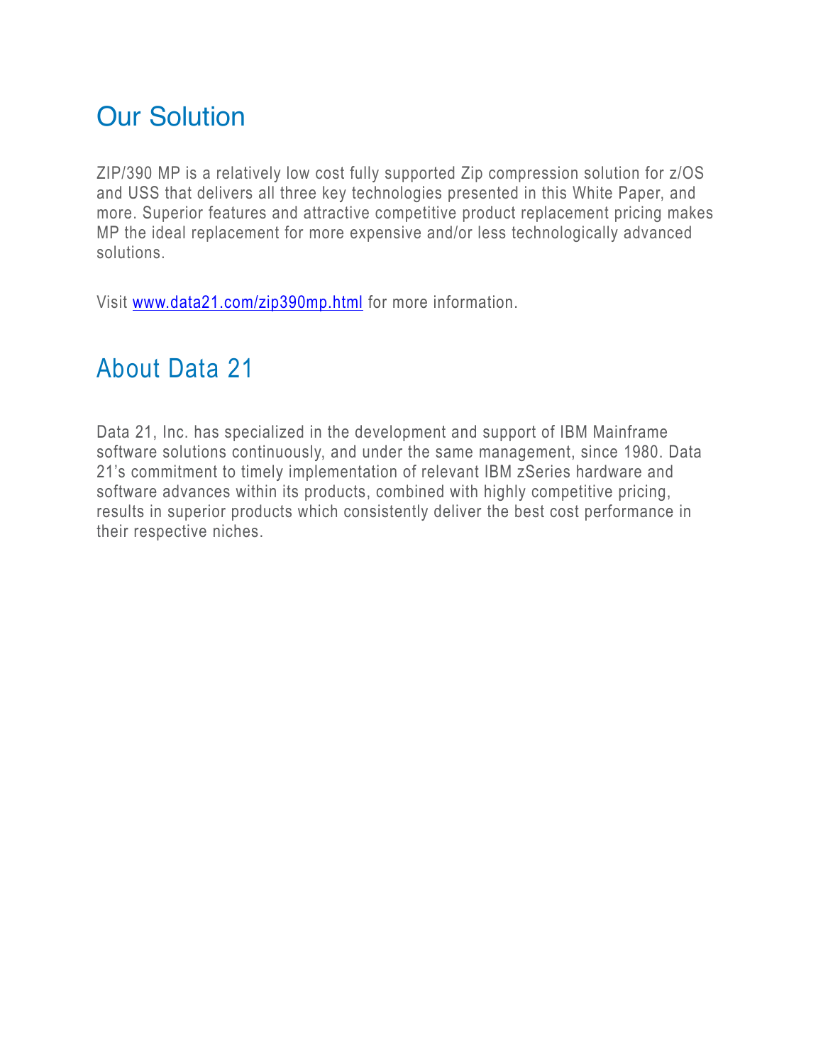## Our Solution

ZIP/390 MP is a relatively low cost fully supported Zip compression solution for z/OS and USS that delivers all three key technologies presented in this White Paper, and more. Superior features and attractive competitive product replacement pricing makes MP the ideal replacement for more expensive and/or less technologically advanced solutions.

Visit [www.data21.com/zip390mp.html](http://www.data21.com/zip390mp.html) for more information.

## About Data 21

Data 21, Inc. has specialized in the development and support of IBM Mainframe software solutions continuously, and under the same management, since 1980. Data 21's commitment to timely implementation of relevant IBM zSeries hardware and software advances within its products, combined with highly competitive pricing, results in superior products which consistently deliver the best cost performance in their respective niches.